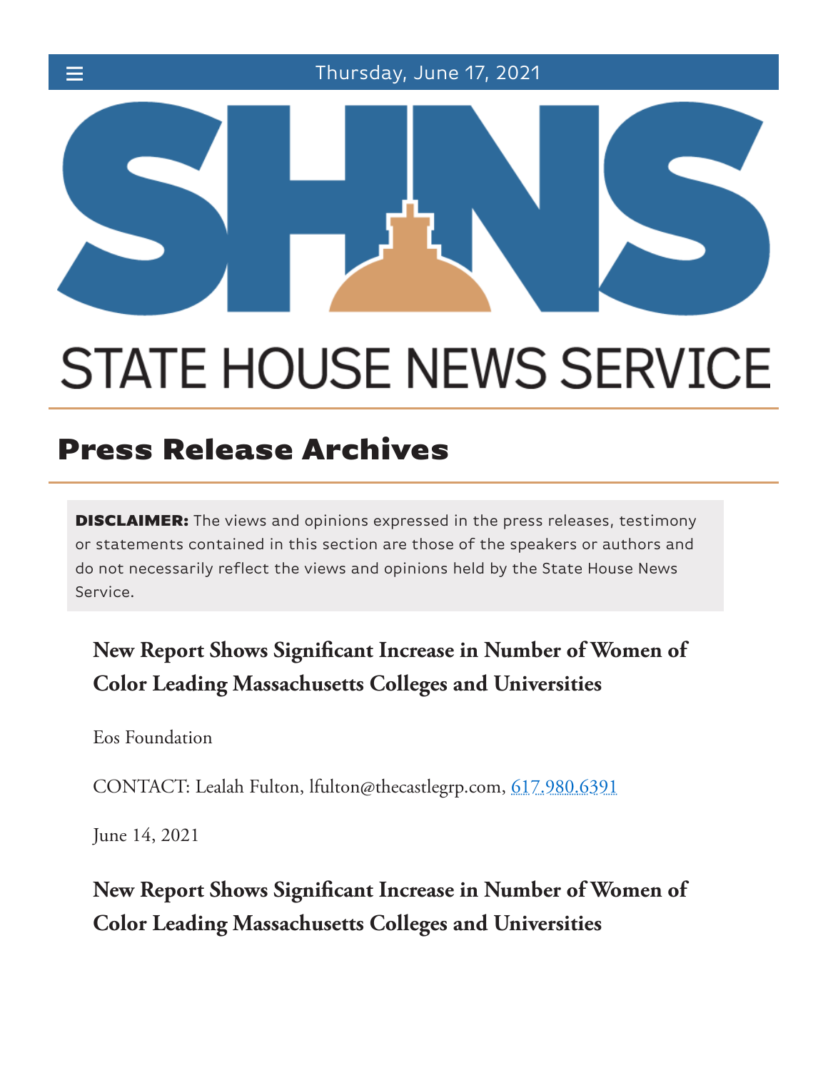Thursday, June 17, 2021

STATE HOUSE NEWS SERVICE

# Press Release Archives

**DISCLAIMER:** The views and opinions expressed in the press releases, testimony or statements contained in this section are those of the speakers or authors and do not necessarily reflect the views and opinions held by the State House News Service.

## New Report Shows Significant Increase in Number of Women of Color Leading Massachusetts Colleges and Universities

Eos Foundation

CONTACT: Lealah Fulton, lfulton@thecastlegrp.com, 617.980.6391

June 14, 2021

## New Report Shows Significant Increase in Number of Women of Color Leading Massachusetts Colleges and Universities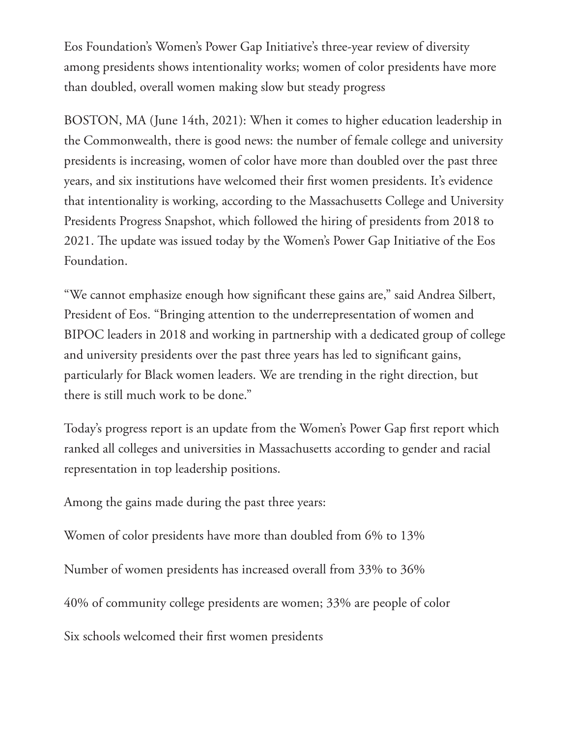Eos Foundation's Women's Power Gap Initiative's three-year review of diversity among presidents shows intentionality works; women of color presidents have more than doubled, overall women making slow but steady progress

BOSTON, MA (June 14th, 2021): When it comes to higher education leadership in the Commonwealth, there is good news: the number of female college and university presidents is increasing, women of color have more than doubled over the past three years, and six institutions have welcomed their first women presidents. It's evidence that intentionality is working, according to the Massachusetts College and University Presidents Progress Snapshot, which followed the hiring of presidents from 2018 to 2021. The update was issued today by the Women's Power Gap Initiative of the Eos Foundation.

"We cannot emphasize enough how significant these gains are," said Andrea Silbert, President of Eos. "Bringing attention to the underrepresentation of women and BIPOC leaders in 2018 and working in partnership with a dedicated group of college and university presidents over the past three years has led to significant gains, particularly for Black women leaders. We are trending in the right direction, but there is still much work to be done."

Today's progress report is an update from the Women's Power Gap first report which ranked all colleges and universities in Massachusetts according to gender and racial representation in top leadership positions.

Among the gains made during the past three years:

Women of color presidents have more than doubled from 6% to 13%

Number of women presidents has increased overall from 33% to 36%

40% of community college presidents are women; 33% are people of color

Six schools welcomed their first women presidents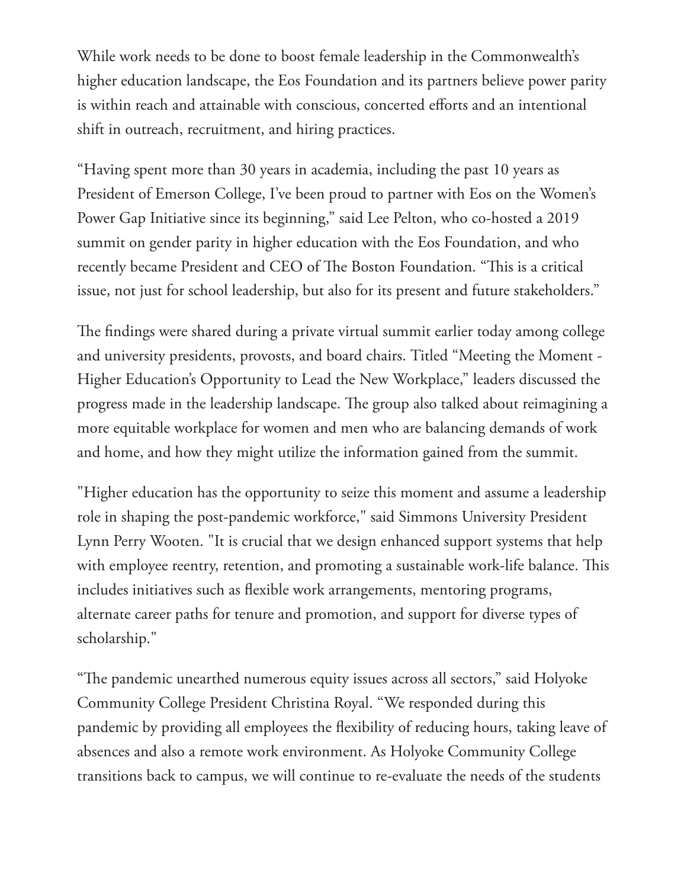While work needs to be done to boost female leadership in the Commonwealth's higher education landscape, the Eos Foundation and its partners believe power parity is within reach and attainable with conscious, concerted efforts and an intentional shift in outreach, recruitment, and hiring practices.

"Having spent more than 30 years in academia, including the past 10 years as President of Emerson College, I've been proud to partner with Eos on the Women's Power Gap Initiative since its beginning," said Lee Pelton, who co-hosted a 2019 summit on gender parity in higher education with the Eos Foundation, and who recently became President and CEO of The Boston Foundation. "This is a critical issue, not just for school leadership, but also for its present and future stakeholders."

The findings were shared during a private virtual summit earlier today among college and university presidents, provosts, and board chairs. Titled "Meeting the Moment - Higher Education's Opportunity to Lead the New Workplace," leaders discussed the progress made in the leadership landscape. The group also talked about reimagining a more equitable workplace for women and men who are balancing demands of work and home, and how they might utilize the information gained from the summit.

"Higher education has the opportunity to seize this moment and assume a leadership role in shaping the post-pandemic workforce," said Simmons University President Lynn Perry Wooten. "It is crucial that we design enhanced support systems that help with employee reentry, retention, and promoting a sustainable work-life balance. This includes initiatives such as flexible work arrangements, mentoring programs, alternate career paths for tenure and promotion, and support for diverse types of scholarship."

"The pandemic unearthed numerous equity issues across all sectors," said Holyoke Community College President Christina Royal. "We responded during this pandemic by providing all employees the flexibility of reducing hours, taking leave of absences and also a remote work environment. As Holyoke Community College transitions back to campus, we will continue to re-evaluate the needs of the students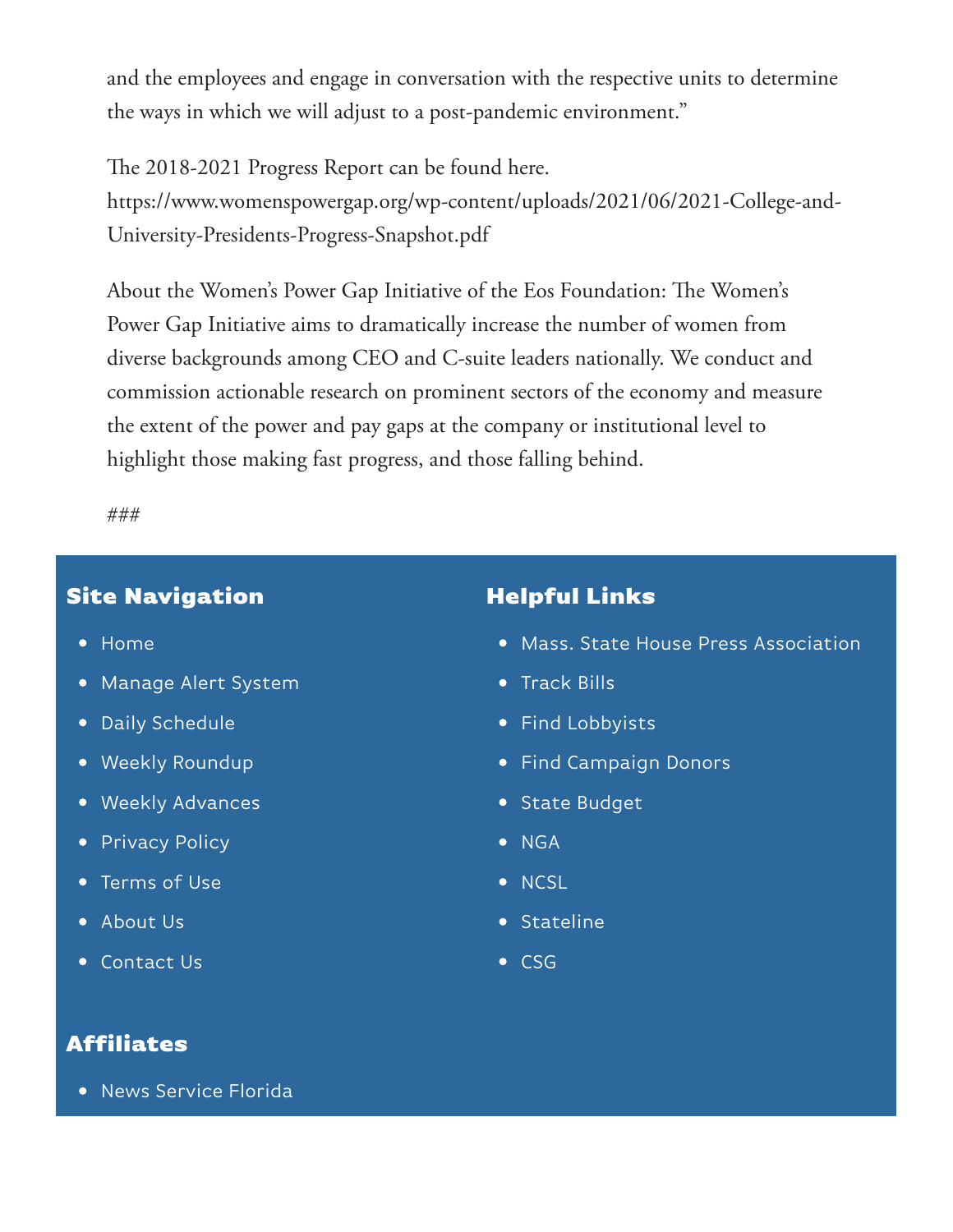and the employees and engage in conversation with the respective units to determine the ways in which we will adjust to a post-pandemic environment."

The 2018-2021 Progress Report can be found here. https://www.womenspowergap.org/wp-content/uploads/2021/06/2021-College-and-University-Presidents-Progress-Snapshot.pdf

About the Women's Power Gap Initiative of the Eos Foundation: The Women's Power Gap Initiative aims to dramatically increase the number of women from diverse backgrounds among CEO and C-suite leaders nationally. We conduct and commission actionable research on prominent sectors of the economy and measure the extent of the power and pay gaps at the company or institutional level to highlight those making fast progress, and those falling behind.

###

## Site Navigation

- Home
- Manage Alert System
- Daily Schedule
- Weekly Roundup
- Weekly Advances
- Privacy Policy
- Terms of Use
- About Us
- Contact Us

## Helpful Links

- Mass. State House Press Association
- Track Bills
- Find Lobbyists
- Find Campaign Donors
- State Budget
- NGA
- NCSL
- Stateline
- CSG

## Affiliates

- News Service Florida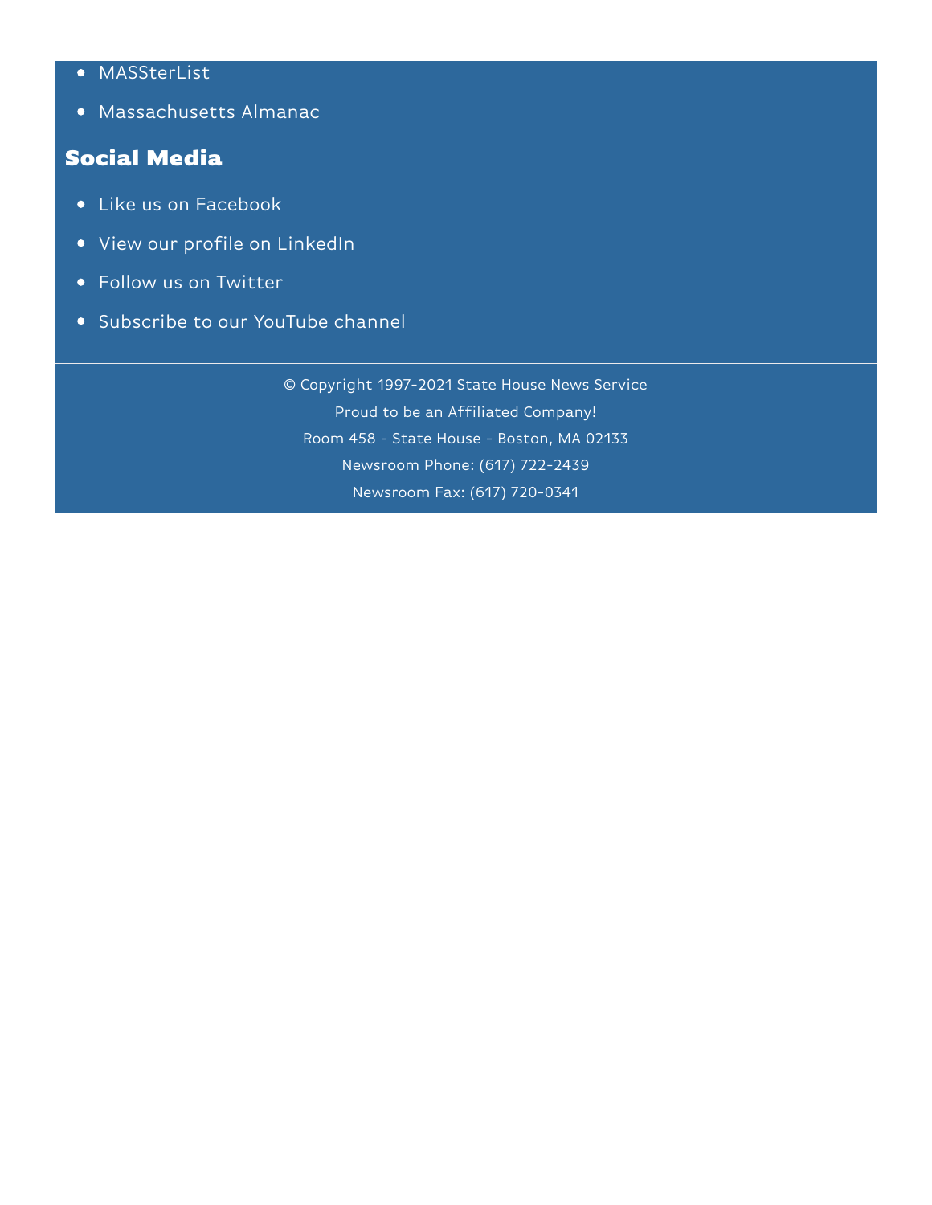- MASSterList
- Massachusetts Almanac

## Social Media

- Like us on Facebook
- View our profile on LinkedIn
- Follow us on Twitter
- Subscribe to our YouTube channel

© Copyright 1997-2021 State House News Service

Proud to be an Affiliated Company!

Room 458 - State House - Boston, MA 02133

Newsroom Phone: (617) 722-2439

Newsroom Fax: (617) 720-0341